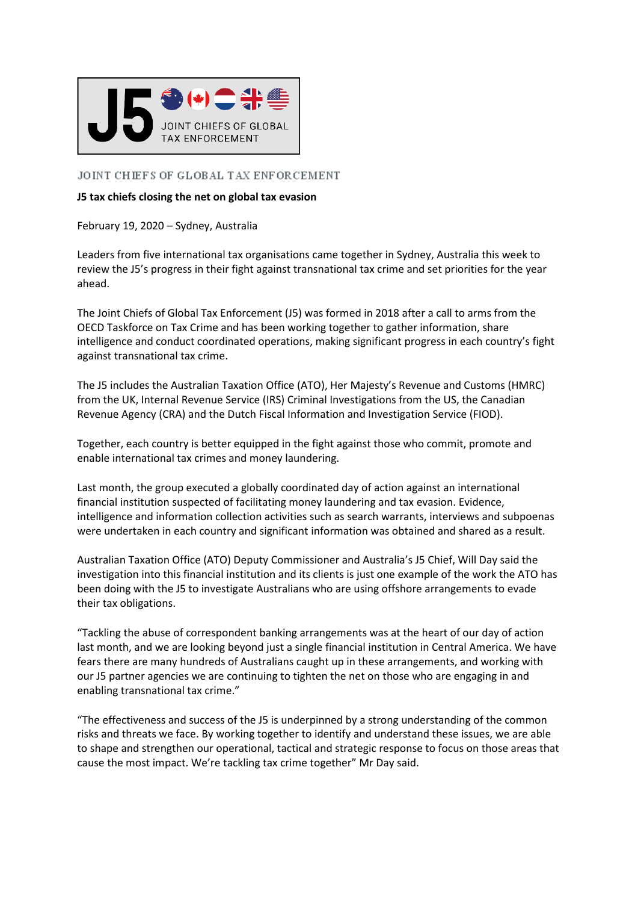J5 JOINT CHIEFS OF GLOBAL TAX ENFORCEMENT

JOINT CHIEFS OF GLOBAL TAX ENFORCEMENT

**J5 tax chiefs closing the net on global tax evasion**

February 19, 2020 – Sydney, Australia

Leaders from five international tax organisations came together in Sydney, Australia this week to review the J5's progress in their fight against transnational tax crime and set priorities for the year ahead.

The Joint Chiefs of Global Tax Enforcement (J5) was formed in 2018 after a call to arms from the OECD Taskforce on Tax Crime and has been working together to gather information, share intelligence and conduct coordinated operations, making significant progress in each country's fight against transnational tax crime.

The J5 includes the Australian Taxation Office (ATO), Her Majesty's Revenue and Customs (HMRC) from the UK, Internal Revenue Service (IRS) Criminal Investigations from the US, the Canadian Revenue Agency (CRA) and the Dutch Fiscal Information and Investigation Service (FIOD).

Together, each country is better equipped in the fight against those who commit, promote and enable international tax crimes and money laundering.

Last month, the group executed a globally coordinated day of action against an international financial institution suspected of facilitating money laundering and tax evasion. Evidence, intelligence and information collection activities such as search warrants, interviews and subpoenas were undertaken in each country and significant information was obtained and shared as a result.

Australian Taxation Office (ATO) Deputy Commissioner and Australia's J5 Chief, Will Day said the investigation into this financial institution and its clients is just one example of the work the ATO has been doing with the J5 to investigate Australians who are using offshore arrangements to evade their tax obligations.

"Tackling the abuse of correspondent banking arrangements was at the heart of our day of action last month, and we are looking beyond just a single financial institution in Central America. We have fears there are many hundreds of Australians caught up in these arrangements, and working with our J5 partner agencies we are continuing to tighten the net on those who are engaging in and enabling transnational tax crime."

"The effectiveness and success of the J5 is underpinned by a strong understanding of the common risks and threats we face. By working together to identify and understand these issues, we are able to shape and strengthen our operational, tactical and strategic response to focus on those areas that cause the most impact. We're tackling tax crime together" Mr Day said.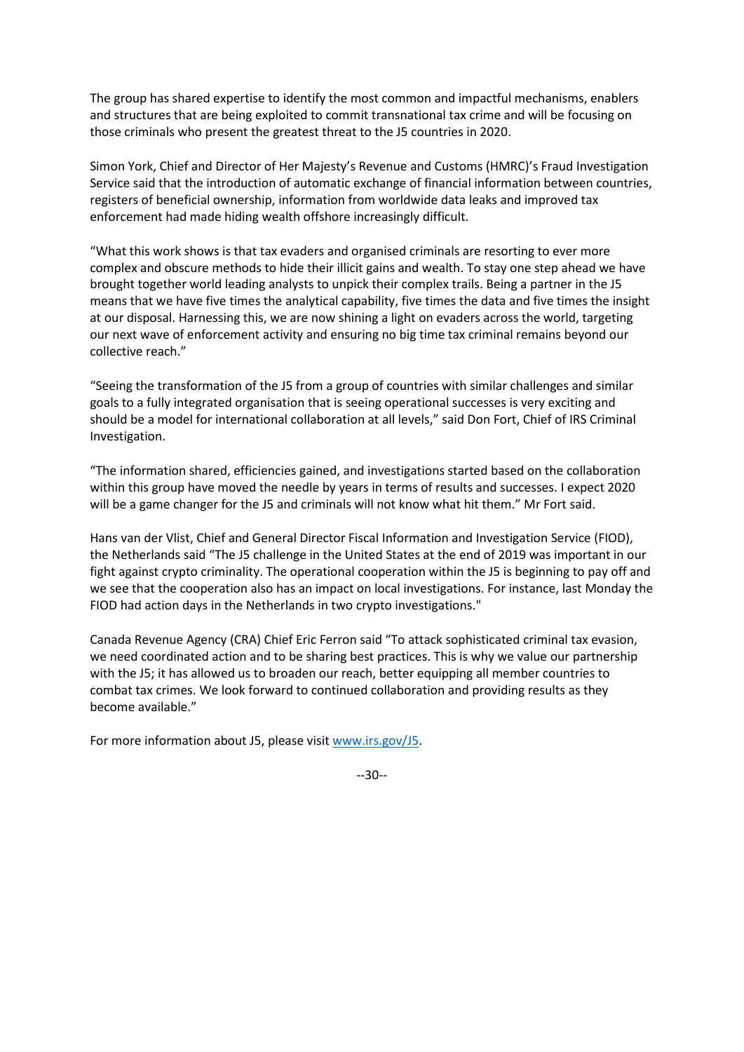The group has shared expertise to identify the most common and impactful mechanisms, enablers and structures that are being exploited to commit transnational tax crime and will be focusing on those criminals who present the greatest threat to the J5 countries in 2020.

Simon York, Chief and Director of Her Majesty's Revenue and Customs (HMRC)'s Fraud Investigation Service said that the introduction of automatic exchange of financial information between countries, registers of beneficial ownership, information from worldwide data leaks and improved tax enforcement had made hiding wealth offshore increasingly difficult.

"What this work shows is that tax evaders and organised criminals are resorting to ever more complex and obscure methods to hide their illicit gains and wealth. To stay one step ahead we have brought together world leading analysts to unpick their complex trails. Being a partner in the J5 means that we have five times the analytical capability, five times the data and five times the insight at our disposal. Harnessing this, we are now shining a light on evaders across the world, targeting our next wave of enforcement activity and ensuring no big time tax criminal remains beyond our collective reach."

"Seeing the transformation of the J5 from a group of countries with similar challenges and similar goals to a fully integrated organisation that is seeing operational successes is very exciting and should be a model for international collaboration at all levels," said Don Fort, Chief of IRS Criminal Investigation.

"The information shared, efficiencies gained, and investigations started based on the collaboration within this group have moved the needle by years in terms of results and successes. I expect 2020 will be a game changer for the J5 and criminals will not know what hit them." Mr Fort said.

Hans van der Vlist, Chief and General Director Fiscal Information and Investigation Service (FIOD), the Netherlands said "The J5 challenge in the United States at the end of 2019 was important in our fight against crypto criminality. The operational cooperation within the J5 is beginning to pay off and we see that the cooperation also has an impact on local investigations. For instance, last Monday the FIOD had action days in the Netherlands in two crypto investigations."

Canada Revenue Agency (CRA) Chief Eric Ferron said "To attack sophisticated criminal tax evasion, we need coordinated action and to be sharing best practices. This is why we value our partnership with the J5; it has allowed us to broaden our reach, better equipping all member countries to combat tax crimes. We look forward to continued collaboration and providing results as they become available."

For more information about J5, please visit [www.irs.gov/J5](http://www.irs.gov/J5).

--30--